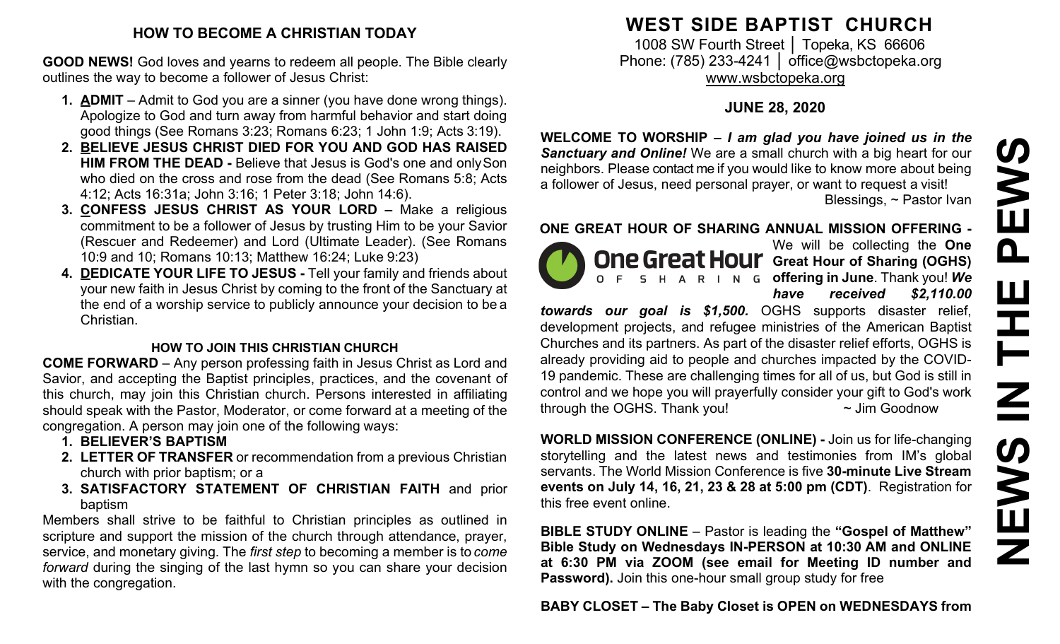## HOW TO BECOME A CHRISTIAN TODAY

**GOOD NEWS!** God loves and yearns to redeem all people. The Bible clearly outlines the way to become a follower of Jesus Christ:

1. **ADMIT** – Admit to God you are a sinner (you have done wrong things). Apologize to God and turn away from harmful behavior and start doing good things (See Romans 3:23; Romans 6:23; 1 John 1:9; Acts 3:19).
2. **BELIEVE JESUS CHRIST DIED FOR YOU AND GOD HAS RAISED HIM FROM THE DEAD -** Believe that Jesus is God's one and only Son who died on the cross and rose from the dead (See Romans 5:8; Acts 4:12; Acts 16:31a; John 3:16; 1 Peter 3:18; John 14:6).
3. **CONFESS JESUS CHRIST AS YOUR LORD –** Make a religious commitment to be a follower of Jesus by trusting Him to be your Savior (Rescuer and Redeemer) and Lord (Ultimate Leader). (See Romans 10:9 and 10; Romans 10:13; Matthew 16:24; Luke 9:23)
4. **DEDICATE YOUR LIFE TO JESUS -** Tell your family and friends about your new faith in Jesus Christ by coming to the front of the Sanctuary at the end of a worship service to publicly announce your decision to be a Christian.

### HOW TO JOIN THIS CHRISTIAN CHURCH

**COME FORWARD** – Any person professing faith in Jesus Christ as Lord and Savior, and accepting the Baptist principles, practices, and the covenant of this church, may join this Christian church. Persons interested in affiliating should speak with the Pastor, Moderator, or come forward at a meeting of the congregation. A person may join one of the following ways:

1. **BELIEVER'S BAPTISM**
2. **LETTER OF TRANSFER** or recommendation from a previous Christian church with prior baptism; or a
3. **SATISFACTORY STATEMENT OF CHRISTIAN FAITH** and prior baptism

Members shall strive to be faithful to Christian principles as outlined in scripture and support the mission of the church through attendance, prayer, service, and monetary giving. The *first step* to becoming a member is to *come forward* during the singing of the last hymn so you can share your decision with the congregation.

# WEST SIDE BAPTIST CHURCH

1008 SW Fourth Street │ Topeka, KS 66606
Phone: (785) 233-4241 │ office@wsbctopeka.org
www.wsbctopeka.org

### JUNE 28, 2020

# NEWS IN THE PEWS

**WELCOME TO WORSHIP –** ***I am glad you have joined us in the Sanctuary and Online!*** We are a small church with a big heart for our neighbors. Please contact me if you would like to know more about being a follower of Jesus, need personal prayer, or want to request a visit!
Blessings, ~ Pastor Ivan

**ONE GREAT HOUR OF SHARING ANNUAL MISSION OFFERING -**

One Great Hour OF SHARING

We will be collecting the **One Great Hour of Sharing (OGHS) offering in June**. Thank you! ***We have received $2,110.00 towards our goal is $1,500.*** OGHS supports disaster relief, development projects, and refugee ministries of the American Baptist Churches and its partners. As part of the disaster relief efforts, OGHS is already providing aid to people and churches impacted by the COVID-19 pandemic. These are challenging times for all of us, but God is still in control and we hope you will prayerfully consider your gift to God's work through the OGHS. Thank you! ~ Jim Goodnow

**WORLD MISSION CONFERENCE (ONLINE) -** Join us for life-changing storytelling and the latest news and testimonies from IM's global servants. The World Mission Conference is five **30-minute Live Stream events on July 14, 16, 21, 23 & 28 at 5:00 pm (CDT)**. Registration for this free event online.

**BIBLE STUDY ONLINE** – Pastor is leading the **"Gospel of Matthew" Bible Study on Wednesdays IN-PERSON at 10:30 AM and ONLINE at 6:30 PM via ZOOM (see email for Meeting ID number and Password).** Join this one-hour small group study for free

**BABY CLOSET – The Baby Closet is OPEN on WEDNESDAYS from**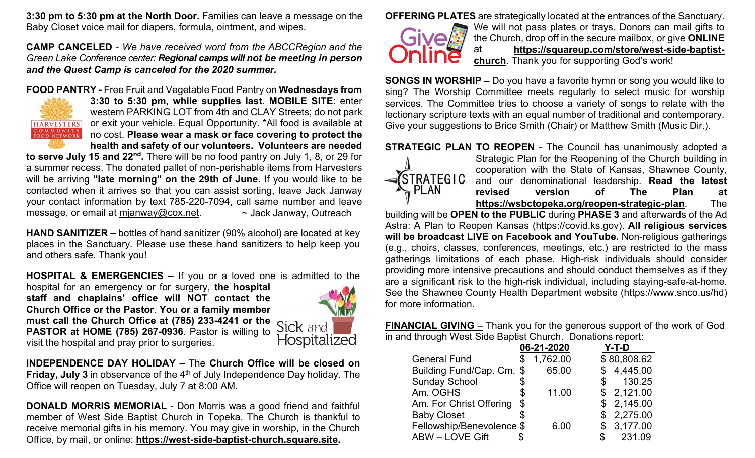**3:30 pm to 5:30 pm at the North Door.** Families can leave a message on the Baby Closet voice mail for diapers, formula, ointment, and wipes.

**CAMP CANCELED** - *We have received word from the ABCCRegion and the Green Lake Conference center:* ***Regional camps will not be meeting in person and the Quest Camp is canceled for the 2020 summer.***

**FOOD PANTRY -** Free Fruit and Vegetable Food Pantry on **Wednesdays from 3:30 to 5:30 pm, while supplies last**. **MOBILE SITE**: enter western PARKING LOT from 4th and CLAY Streets; do not park or exit your vehicle. Equal Opportunity. *All food is available at no cost. **Please wear a mask or face covering to protect the health and safety of our volunteers. Volunteers are needed to serve July 15 and 22nd.** There will be no food pantry on July 1, 8, or 29 for a summer recess. The donated pallet of non-perishable items from Harvesters will be arriving **"late morning" on the 29th of June**. If you would like to be contacted when it arrives so that you can assist sorting, leave Jack Janway your contact information by text 785-220-7094, call same number and leave message, or email at mjanway@cox.net. ~ Jack Janway, Outreach

**HAND SANITIZER –** bottles of hand sanitizer (90% alcohol) are located at key places in the Sanctuary. Please use these hand sanitizers to help keep you and others safe. Thank you!

**HOSPITAL & EMERGENCIES –** If you or a loved one is admitted to the hospital for an emergency or for surgery, **the hospital staff and chaplains' office will NOT contact the Church Office or the Pastor**. **You or a family member must call the Church Office at (785) 233-4241 or the PASTOR at HOME (785) 267-0936**. Pastor is willing to visit the hospital and pray prior to surgeries.

**INDEPENDENCE DAY HOLIDAY –** The **Church Office will be closed on Friday, July 3** in observance of the 4th of July Independence Day holiday. The Office will reopen on Tuesday, July 7 at 8:00 AM.

**DONALD MORRIS MEMORIAL** - Don Morris was a good friend and faithful member of West Side Baptist Church in Topeka. The Church is thankful to receive memorial gifts in his memory. You may give in worship, in the Church Office, by mail, or online: **https://west-side-baptist-church.square.site.**

**OFFERING PLATES** are strategically located at the entrances of the Sanctuary. We will not pass plates or trays. Donors can mail gifts to the Church, drop off in the secure mailbox, or give **ONLINE** at **https://squareup.com/store/west-side-baptist-church**. Thank you for supporting God's work!

**SONGS IN WORSHIP –** Do you have a favorite hymn or song you would like to sing? The Worship Committee meets regularly to select music for worship services. The Committee tries to choose a variety of songs to relate with the lectionary scripture texts with an equal number of traditional and contemporary. Give your suggestions to Brice Smith (Chair) or Matthew Smith (Music Dir.).

**STRATEGIC PLAN TO REOPEN** - The Council has unanimously adopted a Strategic Plan for the Reopening of the Church building in cooperation with the State of Kansas, Shawnee County, and our denominational leadership. **Read the latest revised version of The Plan at https://wsbctopeka.org/reopen-strategic-plan**. The building will be **OPEN to the PUBLIC** during **PHASE 3** and afterwards of the Ad Astra: A Plan to Reopen Kansas (https://covid.ks.gov). **All religious services will be broadcast LIVE on Facebook and YouTube.** Non-religious gatherings (e.g., choirs, classes, conferences, meetings, etc.) are restricted to the mass gatherings limitations of each phase. High-risk individuals should consider providing more intensive precautions and should conduct themselves as if they are a significant risk to the high-risk individual, including staying-safe-at-home. See the Shawnee County Health Department website (https://www.snco.us/hd) for more information.

**FINANCIAL GIVING** – Thank you for the generous support of the work of God in and through West Side Baptist Church. Donations report:

| | 06-21-2020 | Y-T-D |
|---|---|---|
| General Fund | $ 1,762.00 | $ 80,808.62 |
| Building Fund/Cap. Cm. | $ 65.00 | $ 4,445.00 |
| Sunday School | $ | $ 130.25 |
| Am. OGHS | $ 11.00 | $ 2,121.00 |
| Am. For Christ Offering | $ | $ 2,145.00 |
| Baby Closet | $ | $ 2,275.00 |
| Fellowship/Benevolence | $ 6.00 | $ 3,177.00 |
| ABW – LOVE Gift | $ | $ 231.09 |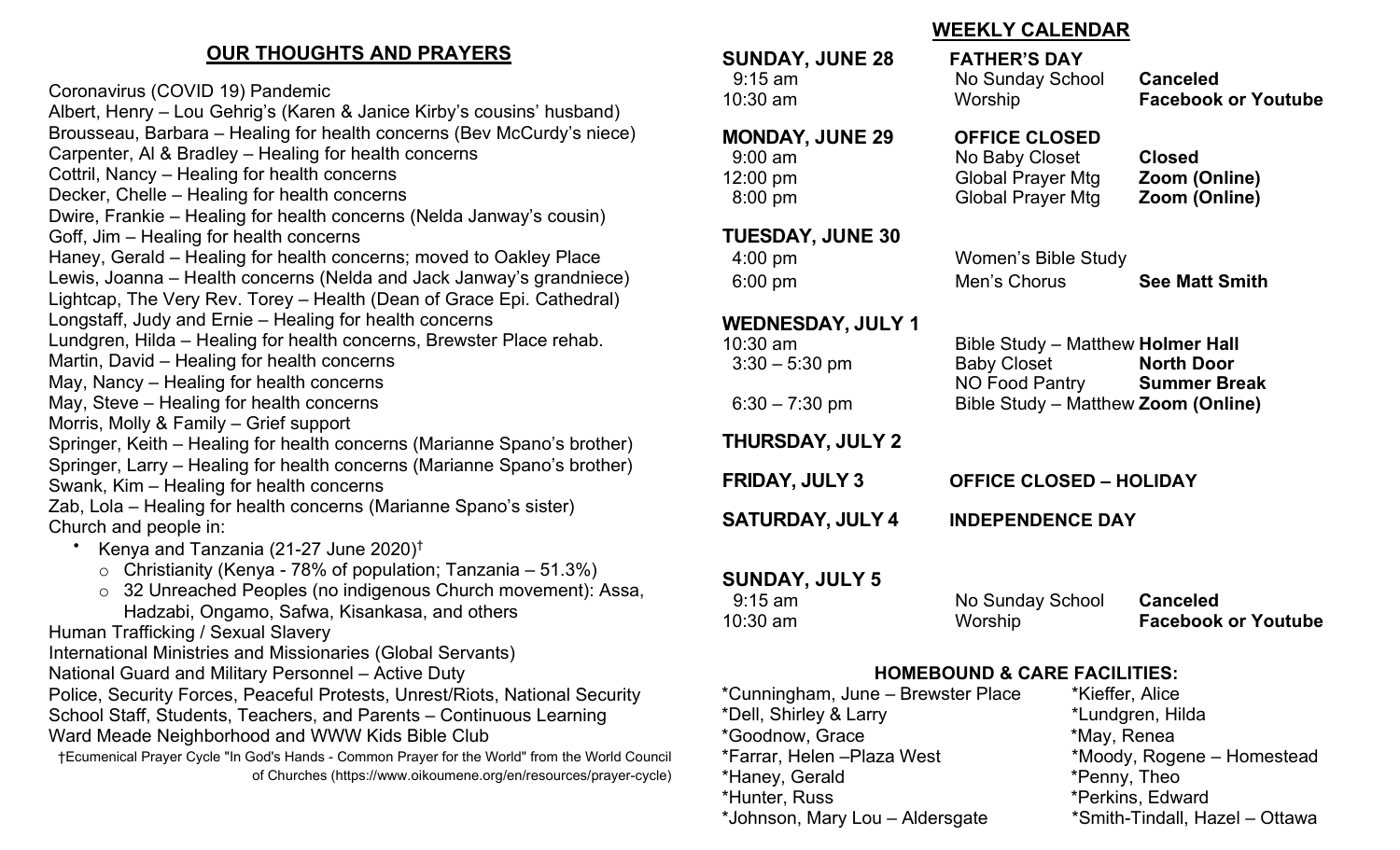## OUR THOUGHTS AND PRAYERS

Coronavirus (COVID 19) Pandemic
Albert, Henry – Lou Gehrig's (Karen & Janice Kirby's cousins' husband)
Brousseau, Barbara – Healing for health concerns (Bev McCurdy's niece)
Carpenter, Al & Bradley – Healing for health concerns
Cottril, Nancy – Healing for health concerns
Decker, Chelle – Healing for health concerns
Dwire, Frankie – Healing for health concerns (Nelda Janway's cousin)
Goff, Jim – Healing for health concerns
Haney, Gerald – Healing for health concerns; moved to Oakley Place
Lewis, Joanna – Health concerns (Nelda and Jack Janway's grandniece)
Lightcap, The Very Rev. Torey – Health (Dean of Grace Epi. Cathedral)
Longstaff, Judy and Ernie – Healing for health concerns
Lundgren, Hilda – Healing for health concerns, Brewster Place rehab.
Martin, David – Healing for health concerns
May, Nancy – Healing for health concerns
May, Steve – Healing for health concerns
Morris, Molly & Family – Grief support
Springer, Keith – Healing for health concerns (Marianne Spano's brother)
Springer, Larry – Healing for health concerns (Marianne Spano's brother)
Swank, Kim – Healing for health concerns
Zab, Lola – Healing for health concerns (Marianne Spano's sister)
Church and people in:

- Kenya and Tanzania (21-27 June 2020)†
  - Christianity (Kenya - 78% of population; Tanzania – 51.3%)
  - 32 Unreached Peoples (no indigenous Church movement): Assa, Hadzabi, Ongamo, Safwa, Kisankasa, and others

Human Trafficking / Sexual Slavery
International Ministries and Missionaries (Global Servants)
National Guard and Military Personnel – Active Duty
Police, Security Forces, Peaceful Protests, Unrest/Riots, National Security
School Staff, Students, Teachers, and Parents – Continuous Learning
Ward Meade Neighborhood and WWW Kids Bible Club

†Ecumenical Prayer Cycle "In God's Hands - Common Prayer for the World" from the World Council of Churches (https://www.oikoumene.org/en/resources/prayer-cycle)

## WEEKLY CALENDAR

**SUNDAY, JUNE 28** — **FATHER'S DAY**

| | | |
|---|---|---|
| 9:15 am | No Sunday School | **Canceled** |
| 10:30 am | Worship | **Facebook or Youtube** |

**MONDAY, JUNE 29** — **OFFICE CLOSED**

| | | |
|---|---|---|
| 9:00 am | No Baby Closet | **Closed** |
| 12:00 pm | Global Prayer Mtg | **Zoom (Online)** |
| 8:00 pm | Global Prayer Mtg | **Zoom (Online)** |

**TUESDAY, JUNE 30**

| | | |
|---|---|---|
| 4:00 pm | Women's Bible Study | |
| 6:00 pm | Men's Chorus | **See Matt Smith** |

**WEDNESDAY, JULY 1**

| | | |
|---|---|---|
| 10:30 am | Bible Study – Matthew | **Holmer Hall** |
| 3:30 – 5:30 pm | Baby Closet | **North Door** |
| | NO Food Pantry | **Summer Break** |
| 6:30 – 7:30 pm | Bible Study – Matthew | **Zoom (Online)** |

**THURSDAY, JULY 2**

**FRIDAY, JULY 3** — **OFFICE CLOSED – HOLIDAY**

**SATURDAY, JULY 4** — **INDEPENDENCE DAY**

**SUNDAY, JULY 5**

| | | |
|---|---|---|
| 9:15 am | No Sunday School | **Canceled** |
| 10:30 am | Worship | **Facebook or Youtube** |

### HOMEBOUND & CARE FACILITIES:

*Cunningham, June – Brewster Place
*Dell, Shirley & Larry
*Goodnow, Grace
*Farrar, Helen –Plaza West
*Haney, Gerald
*Hunter, Russ
*Johnson, Mary Lou – Aldersgate
*Kieffer, Alice
*Lundgren, Hilda
*May, Renea
*Moody, Rogene – Homestead
*Penny, Theo
*Perkins, Edward
*Smith-Tindall, Hazel – Ottawa